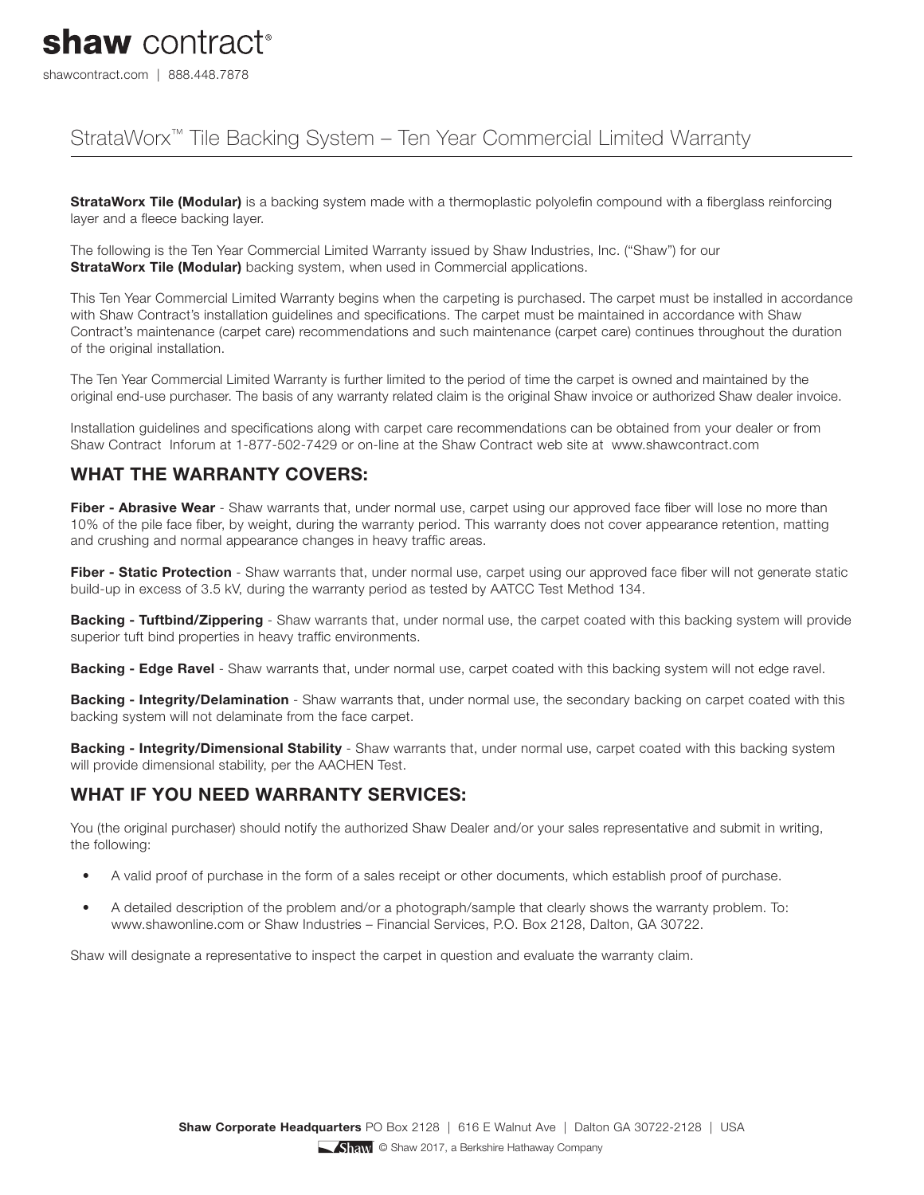# shaw contract®

shawcontract.com | 888.448.7878

## StrataWorx™ Tile Backing System – Ten Year Commercial Limited Warranty

**StrataWorx Tile (Modular)** is a backing system made with a thermoplastic polyolefin compound with a fiberglass reinforcing layer and a fleece backing layer.

The following is the Ten Year Commercial Limited Warranty issued by Shaw Industries, Inc. ("Shaw") for our **StrataWorx Tile (Modular)** backing system, when used in Commercial applications.

This Ten Year Commercial Limited Warranty begins when the carpeting is purchased. The carpet must be installed in accordance with Shaw Contract's installation guidelines and specifications. The carpet must be maintained in accordance with Shaw Contract's maintenance (carpet care) recommendations and such maintenance (carpet care) continues throughout the duration of the original installation.

The Ten Year Commercial Limited Warranty is further limited to the period of time the carpet is owned and maintained by the original end-use purchaser. The basis of any warranty related claim is the original Shaw invoice or authorized Shaw dealer invoice.

Installation guidelines and specifications along with carpet care recommendations can be obtained from your dealer or from Shaw Contract Inforum at 1-877-502-7429 or on-line at the Shaw Contract web site at www.shawcontract.com

### WHAT THE WARRANTY COVERS:

**Fiber - Abrasive Wear** - Shaw warrants that, under normal use, carpet using our approved face fiber will lose no more than 10% of the pile face fiber, by weight, during the warranty period. This warranty does not cover appearance retention, matting and crushing and normal appearance changes in heavy traffic areas.

**Fiber - Static Protection** - Shaw warrants that, under normal use, carpet using our approved face fiber will not generate static build-up in excess of 3.5 kV, during the warranty period as tested by AATCC Test Method 134.

**Backing - Tuftbind/Zippering** - Shaw warrants that, under normal use, the carpet coated with this backing system will provide superior tuft bind properties in heavy traffic environments.

**Backing - Edge Ravel** - Shaw warrants that, under normal use, carpet coated with this backing system will not edge ravel.

**Backing - Integrity/Delamination** - Shaw warrants that, under normal use, the secondary backing on carpet coated with this backing system will not delaminate from the face carpet.

**Backing - Integrity/Dimensional Stability** - Shaw warrants that, under normal use, carpet coated with this backing system will provide dimensional stability, per the AACHEN Test.

### WHAT IF YOU NEED WARRANTY SERVICES:

You (the original purchaser) should notify the authorized Shaw Dealer and/or your sales representative and submit in writing, the following:

- A valid proof of purchase in the form of a sales receipt or other documents, which establish proof of purchase.
- A detailed description of the problem and/or a photograph/sample that clearly shows the warranty problem. To: www.shawonline.com or Shaw Industries – Financial Services, P.O. Box 2128, Dalton, GA 30722.

Shaw will designate a representative to inspect the carpet in question and evaluate the warranty claim.

**Shaw Corporate Headquarters** PO Box 2128 | 616 E Walnut Ave | Dalton GA 30722-2128 | USA

© Shaw 2017, a Berkshire Hathaway Company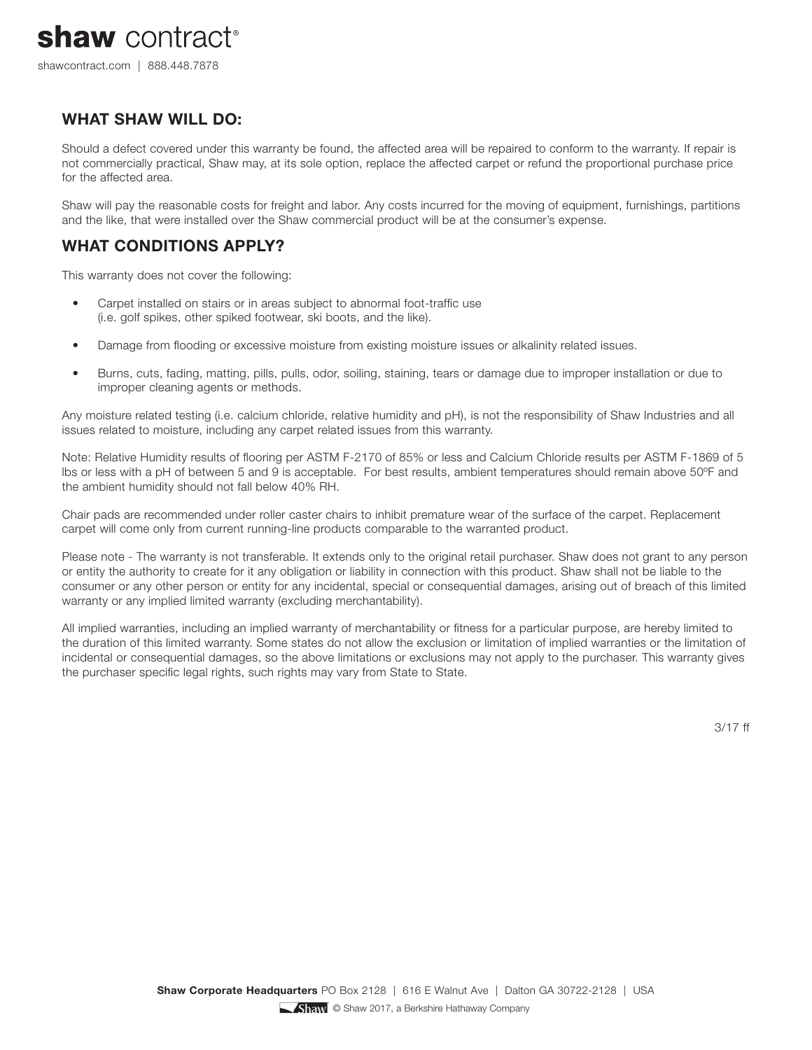## WHAT SHAW WILL DO:

Should a defect covered under this warranty be found, the affected area will be repaired to conform to the warranty. If repair is not commercially practical, Shaw may, at its sole option, replace the affected carpet or refund the proportional purchase price for the affected area.

Shaw will pay the reasonable costs for freight and labor. Any costs incurred for the moving of equipment, furnishings, partitions and the like, that were installed over the Shaw commercial product will be at the consumer's expense.

## WHAT CONDITIONS APPLY?

This warranty does not cover the following:

- Carpet installed on stairs or in areas subject to abnormal foot-traffic use (i.e. golf spikes, other spiked footwear, ski boots, and the like).
- Damage from flooding or excessive moisture from existing moisture issues or alkalinity related issues.
- Burns, cuts, fading, matting, pills, pulls, odor, soiling, staining, tears or damage due to improper installation or due to improper cleaning agents or methods.

Any moisture related testing (i.e. calcium chloride, relative humidity and pH), is not the responsibility of Shaw Industries and all issues related to moisture, including any carpet related issues from this warranty.

Note: Relative Humidity results of flooring per ASTM F-2170 of 85% or less and Calcium Chloride results per ASTM F-1869 of 5 lbs or less with a pH of between 5 and 9 is acceptable. For best results, ambient temperatures should remain above 50ºF and the ambient humidity should not fall below 40% RH.

Chair pads are recommended under roller caster chairs to inhibit premature wear of the surface of the carpet. Replacement carpet will come only from current running-line products comparable to the warranted product.

Please note - The warranty is not transferable. It extends only to the original retail purchaser. Shaw does not grant to any person or entity the authority to create for it any obligation or liability in connection with this product. Shaw shall not be liable to the consumer or any other person or entity for any incidental, special or consequential damages, arising out of breach of this limited warranty or any implied limited warranty (excluding merchantability).

All implied warranties, including an implied warranty of merchantability or fitness for a particular purpose, are hereby limited to the duration of this limited warranty. Some states do not allow the exclusion or limitation of implied warranties or the limitation of incidental or consequential damages, so the above limitations or exclusions may not apply to the purchaser. This warranty gives the purchaser specific legal rights, such rights may vary from State to State.

3/17 ff